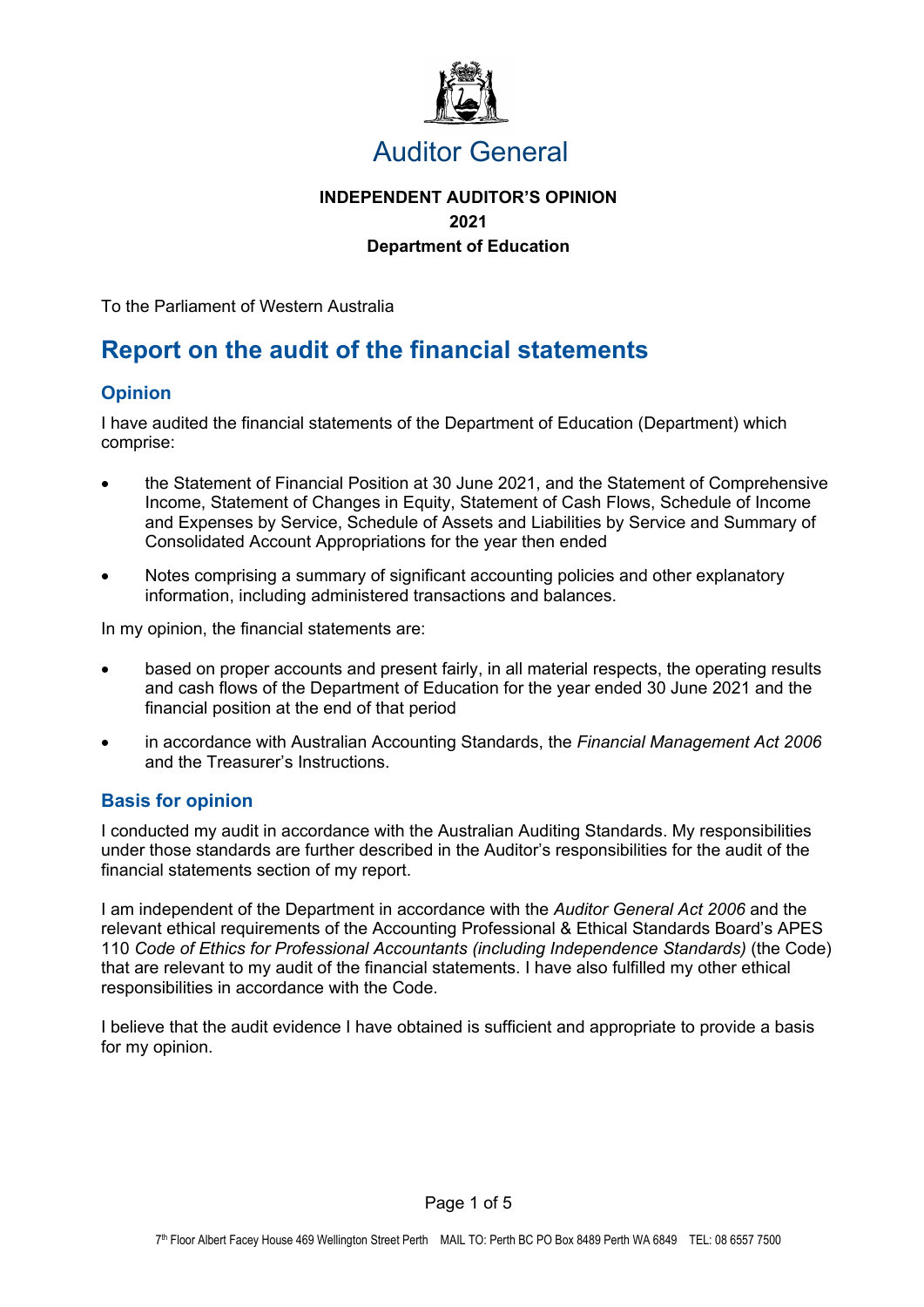# Auditor General

**INDEPENDENT AUDITOR'S OPINION**
**2021**
**Department of Education**

To the Parliament of Western Australia

## Report on the audit of the financial statements

### Opinion

I have audited the financial statements of the Department of Education (Department) which comprise:

- the Statement of Financial Position at 30 June 2021, and the Statement of Comprehensive Income, Statement of Changes in Equity, Statement of Cash Flows, Schedule of Income and Expenses by Service, Schedule of Assets and Liabilities by Service and Summary of Consolidated Account Appropriations for the year then ended
- Notes comprising a summary of significant accounting policies and other explanatory information, including administered transactions and balances.

In my opinion, the financial statements are:

- based on proper accounts and present fairly, in all material respects, the operating results and cash flows of the Department of Education for the year ended 30 June 2021 and the financial position at the end of that period
- in accordance with Australian Accounting Standards, the *Financial Management Act 2006* and the Treasurer's Instructions.

### Basis for opinion

I conducted my audit in accordance with the Australian Auditing Standards. My responsibilities under those standards are further described in the Auditor's responsibilities for the audit of the financial statements section of my report.

I am independent of the Department in accordance with the *Auditor General Act 2006* and the relevant ethical requirements of the Accounting Professional & Ethical Standards Board's APES 110 *Code of Ethics for Professional Accountants (including Independence Standards)* (the Code) that are relevant to my audit of the financial statements. I have also fulfilled my other ethical responsibilities in accordance with the Code.

I believe that the audit evidence I have obtained is sufficient and appropriate to provide a basis for my opinion.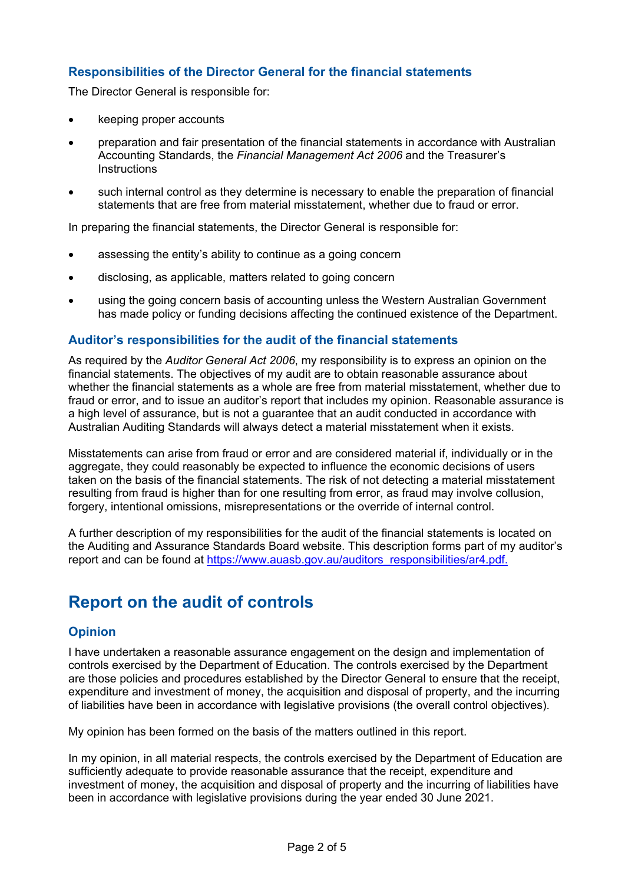### Responsibilities of the Director General for the financial statements

The Director General is responsible for:

- keeping proper accounts
- preparation and fair presentation of the financial statements in accordance with Australian Accounting Standards, the *Financial Management Act 2006* and the Treasurer's Instructions
- such internal control as they determine is necessary to enable the preparation of financial statements that are free from material misstatement, whether due to fraud or error.

In preparing the financial statements, the Director General is responsible for:

- assessing the entity's ability to continue as a going concern
- disclosing, as applicable, matters related to going concern
- using the going concern basis of accounting unless the Western Australian Government has made policy or funding decisions affecting the continued existence of the Department.

### Auditor's responsibilities for the audit of the financial statements

As required by the *Auditor General Act 2006*, my responsibility is to express an opinion on the financial statements. The objectives of my audit are to obtain reasonable assurance about whether the financial statements as a whole are free from material misstatement, whether due to fraud or error, and to issue an auditor's report that includes my opinion. Reasonable assurance is a high level of assurance, but is not a guarantee that an audit conducted in accordance with Australian Auditing Standards will always detect a material misstatement when it exists.

Misstatements can arise from fraud or error and are considered material if, individually or in the aggregate, they could reasonably be expected to influence the economic decisions of users taken on the basis of the financial statements. The risk of not detecting a material misstatement resulting from fraud is higher than for one resulting from error, as fraud may involve collusion, forgery, intentional omissions, misrepresentations or the override of internal control.

A further description of my responsibilities for the audit of the financial statements is located on the Auditing and Assurance Standards Board website. This description forms part of my auditor's report and can be found at https://www.auasb.gov.au/auditors_responsibilities/ar4.pdf.

## Report on the audit of controls

### Opinion

I have undertaken a reasonable assurance engagement on the design and implementation of controls exercised by the Department of Education. The controls exercised by the Department are those policies and procedures established by the Director General to ensure that the receipt, expenditure and investment of money, the acquisition and disposal of property, and the incurring of liabilities have been in accordance with legislative provisions (the overall control objectives).

My opinion has been formed on the basis of the matters outlined in this report.

In my opinion, in all material respects, the controls exercised by the Department of Education are sufficiently adequate to provide reasonable assurance that the receipt, expenditure and investment of money, the acquisition and disposal of property and the incurring of liabilities have been in accordance with legislative provisions during the year ended 30 June 2021.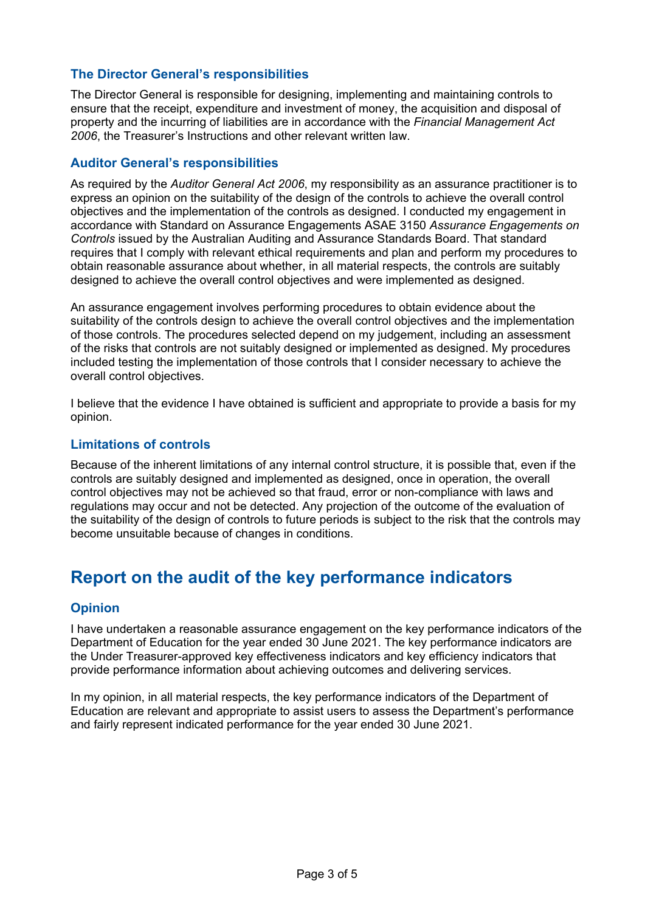### The Director General's responsibilities

The Director General is responsible for designing, implementing and maintaining controls to ensure that the receipt, expenditure and investment of money, the acquisition and disposal of property and the incurring of liabilities are in accordance with the *Financial Management Act 2006*, the Treasurer's Instructions and other relevant written law.

### Auditor General's responsibilities

As required by the *Auditor General Act 2006*, my responsibility as an assurance practitioner is to express an opinion on the suitability of the design of the controls to achieve the overall control objectives and the implementation of the controls as designed. I conducted my engagement in accordance with Standard on Assurance Engagements ASAE 3150 *Assurance Engagements on Controls* issued by the Australian Auditing and Assurance Standards Board. That standard requires that I comply with relevant ethical requirements and plan and perform my procedures to obtain reasonable assurance about whether, in all material respects, the controls are suitably designed to achieve the overall control objectives and were implemented as designed.

An assurance engagement involves performing procedures to obtain evidence about the suitability of the controls design to achieve the overall control objectives and the implementation of those controls. The procedures selected depend on my judgement, including an assessment of the risks that controls are not suitably designed or implemented as designed. My procedures included testing the implementation of those controls that I consider necessary to achieve the overall control objectives.

I believe that the evidence I have obtained is sufficient and appropriate to provide a basis for my opinion.

### Limitations of controls

Because of the inherent limitations of any internal control structure, it is possible that, even if the controls are suitably designed and implemented as designed, once in operation, the overall control objectives may not be achieved so that fraud, error or non-compliance with laws and regulations may occur and not be detected. Any projection of the outcome of the evaluation of the suitability of the design of controls to future periods is subject to the risk that the controls may become unsuitable because of changes in conditions.

## Report on the audit of the key performance indicators

### Opinion

I have undertaken a reasonable assurance engagement on the key performance indicators of the Department of Education for the year ended 30 June 2021. The key performance indicators are the Under Treasurer-approved key effectiveness indicators and key efficiency indicators that provide performance information about achieving outcomes and delivering services.

In my opinion, in all material respects, the key performance indicators of the Department of Education are relevant and appropriate to assist users to assess the Department's performance and fairly represent indicated performance for the year ended 30 June 2021.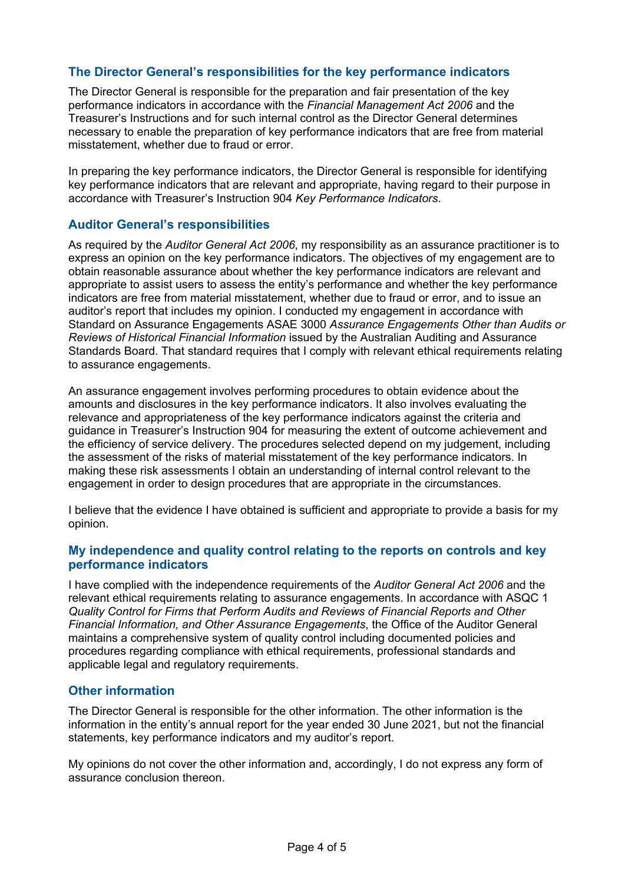## The Director General's responsibilities for the key performance indicators

The Director General is responsible for the preparation and fair presentation of the key performance indicators in accordance with the *Financial Management Act 2006* and the Treasurer's Instructions and for such internal control as the Director General determines necessary to enable the preparation of key performance indicators that are free from material misstatement, whether due to fraud or error.

In preparing the key performance indicators, the Director General is responsible for identifying key performance indicators that are relevant and appropriate, having regard to their purpose in accordance with Treasurer's Instruction 904 *Key Performance Indicators*.

## Auditor General's responsibilities

As required by the *Auditor General Act 2006*, my responsibility as an assurance practitioner is to express an opinion on the key performance indicators. The objectives of my engagement are to obtain reasonable assurance about whether the key performance indicators are relevant and appropriate to assist users to assess the entity's performance and whether the key performance indicators are free from material misstatement, whether due to fraud or error, and to issue an auditor's report that includes my opinion. I conducted my engagement in accordance with Standard on Assurance Engagements ASAE 3000 *Assurance Engagements Other than Audits or Reviews of Historical Financial Information* issued by the Australian Auditing and Assurance Standards Board. That standard requires that I comply with relevant ethical requirements relating to assurance engagements.

An assurance engagement involves performing procedures to obtain evidence about the amounts and disclosures in the key performance indicators. It also involves evaluating the relevance and appropriateness of the key performance indicators against the criteria and guidance in Treasurer's Instruction 904 for measuring the extent of outcome achievement and the efficiency of service delivery. The procedures selected depend on my judgement, including the assessment of the risks of material misstatement of the key performance indicators. In making these risk assessments I obtain an understanding of internal control relevant to the engagement in order to design procedures that are appropriate in the circumstances.

I believe that the evidence I have obtained is sufficient and appropriate to provide a basis for my opinion.

## My independence and quality control relating to the reports on controls and key performance indicators

I have complied with the independence requirements of the *Auditor General Act 2006* and the relevant ethical requirements relating to assurance engagements. In accordance with ASQC 1 *Quality Control for Firms that Perform Audits and Reviews of Financial Reports and Other Financial Information, and Other Assurance Engagements*, the Office of the Auditor General maintains a comprehensive system of quality control including documented policies and procedures regarding compliance with ethical requirements, professional standards and applicable legal and regulatory requirements.

## Other information

The Director General is responsible for the other information. The other information is the information in the entity's annual report for the year ended 30 June 2021, but not the financial statements, key performance indicators and my auditor's report.

My opinions do not cover the other information and, accordingly, I do not express any form of assurance conclusion thereon.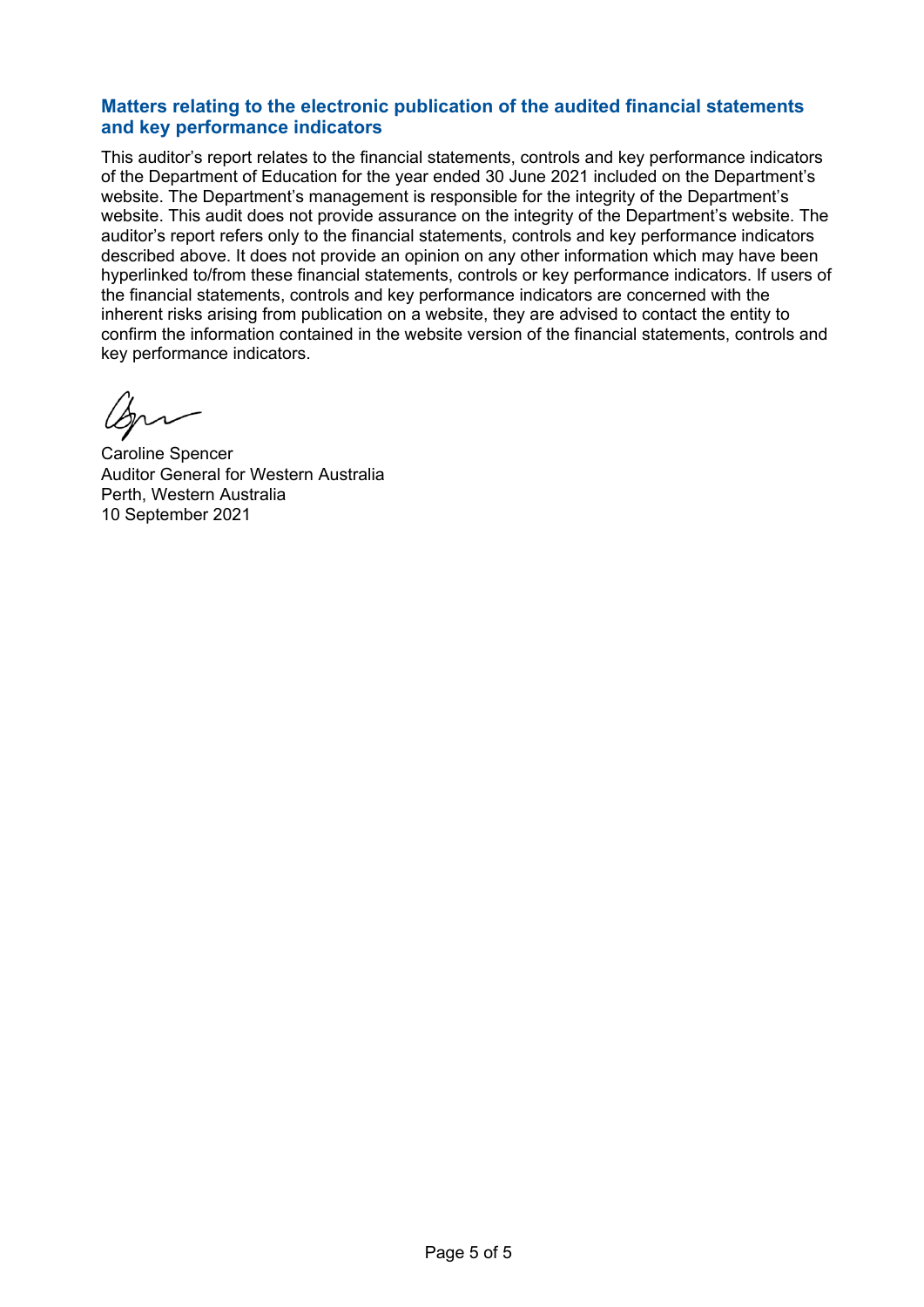## Matters relating to the electronic publication of the audited financial statements and key performance indicators

This auditor's report relates to the financial statements, controls and key performance indicators of the Department of Education for the year ended 30 June 2021 included on the Department's website. The Department's management is responsible for the integrity of the Department's website. This audit does not provide assurance on the integrity of the Department's website. The auditor's report refers only to the financial statements, controls and key performance indicators described above. It does not provide an opinion on any other information which may have been hyperlinked to/from these financial statements, controls or key performance indicators. If users of the financial statements, controls and key performance indicators are concerned with the inherent risks arising from publication on a website, they are advised to contact the entity to confirm the information contained in the website version of the financial statements, controls and key performance indicators.

Caroline Spencer
Auditor General for Western Australia
Perth, Western Australia
10 September 2021